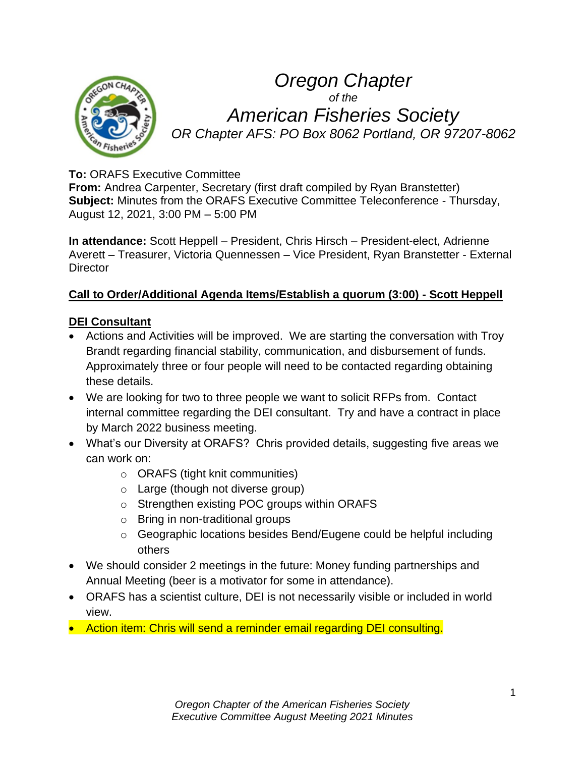# *Oregon Chapter*

*of the*

# *American Fisheries Society*

*OR Chapter AFS: PO Box 8062 Portland, OR 97207-8062*

**To:** ORAFS Executive Committee
**From:** Andrea Carpenter, Secretary (first draft compiled by Ryan Branstetter)
**Subject:** Minutes from the ORAFS Executive Committee Teleconference - Thursday, August 12, 2021, 3:00 PM – 5:00 PM

**In attendance:** Scott Heppell – President, Chris Hirsch – President-elect, Adrienne Averett – Treasurer, Victoria Quennessen – Vice President, Ryan Branstetter - External Director

## Call to Order/Additional Agenda Items/Establish a quorum (3:00) - Scott Heppell

## DEI Consultant

- Actions and Activities will be improved. We are starting the conversation with Troy Brandt regarding financial stability, communication, and disbursement of funds. Approximately three or four people will need to be contacted regarding obtaining these details.
- We are looking for two to three people we want to solicit RFPs from. Contact internal committee regarding the DEI consultant. Try and have a contract in place by March 2022 business meeting.
- What's our Diversity at ORAFS? Chris provided details, suggesting five areas we can work on:
  - ORAFS (tight knit communities)
  - Large (though not diverse group)
  - Strengthen existing POC groups within ORAFS
  - Bring in non-traditional groups
  - Geographic locations besides Bend/Eugene could be helpful including others
- We should consider 2 meetings in the future: Money funding partnerships and Annual Meeting (beer is a motivator for some in attendance).
- ORAFS has a scientist culture, DEI is not necessarily visible or included in world view.
- Action item: Chris will send a reminder email regarding DEI consulting.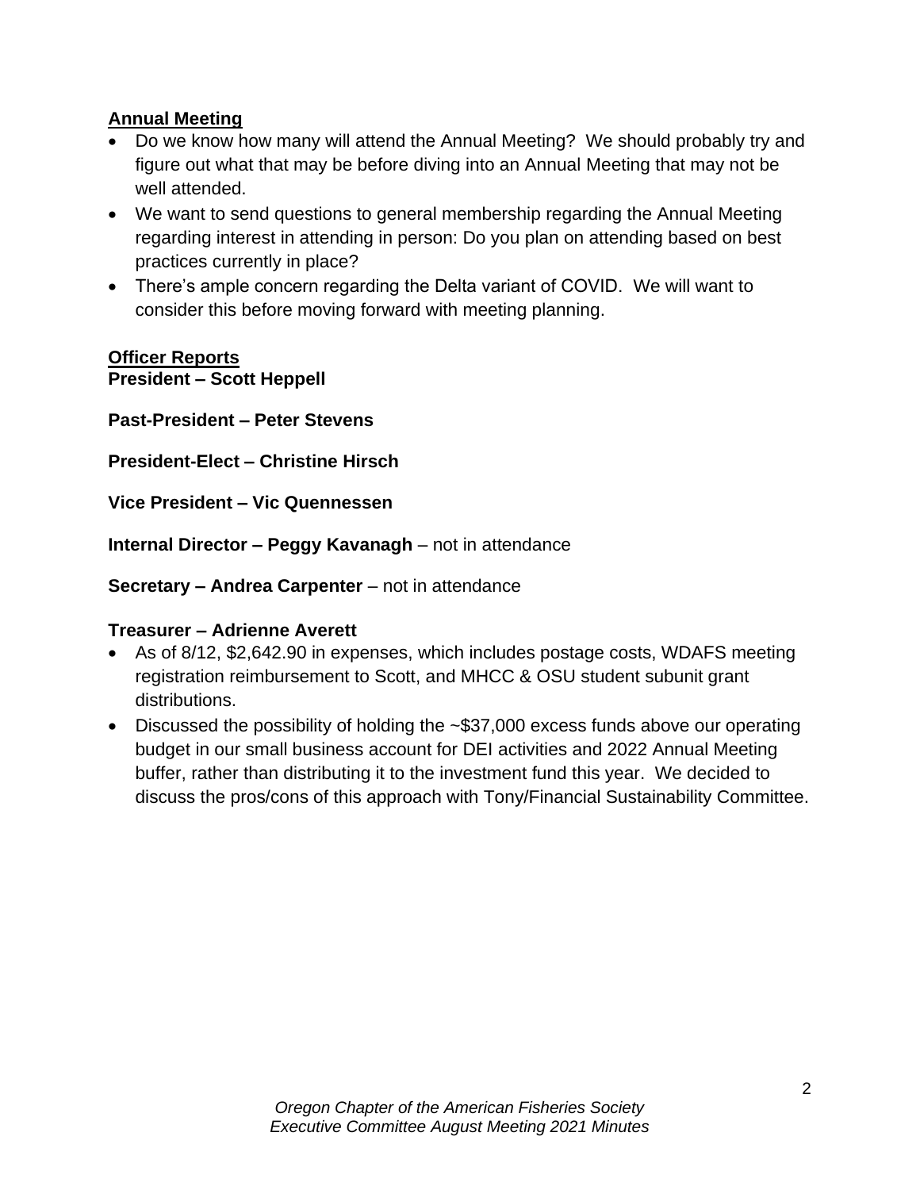## Annual Meeting

- Do we know how many will attend the Annual Meeting? We should probably try and figure out what that may be before diving into an Annual Meeting that may not be well attended.
- We want to send questions to general membership regarding the Annual Meeting regarding interest in attending in person: Do you plan on attending based on best practices currently in place?
- There's ample concern regarding the Delta variant of COVID. We will want to consider this before moving forward with meeting planning.

## Officer Reports

**President – Scott Heppell**

**Past-President – Peter Stevens**

**President-Elect – Christine Hirsch**

**Vice President – Vic Quennessen**

**Internal Director – Peggy Kavanagh** – not in attendance

**Secretary – Andrea Carpenter** – not in attendance

**Treasurer – Adrienne Averett**

- As of 8/12, $2,642.90 in expenses, which includes postage costs, WDAFS meeting registration reimbursement to Scott, and MHCC & OSU student subunit grant distributions.
- Discussed the possibility of holding the ~$37,000 excess funds above our operating budget in our small business account for DEI activities and 2022 Annual Meeting buffer, rather than distributing it to the investment fund this year. We decided to discuss the pros/cons of this approach with Tony/Financial Sustainability Committee.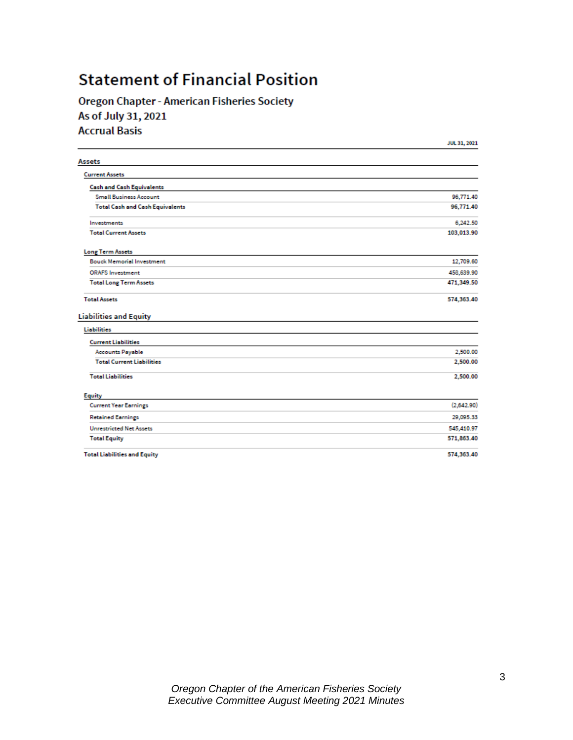# Statement of Financial Position

## Oregon Chapter - American Fisheries Society
## As of July 31, 2021
## Accrual Basis

| | JUL 31, 2021 |
|---|---|
| **Assets** | |
| **Current Assets** | |
| **Cash and Cash Equivalents** | |
| Small Business Account | 96,771.40 |
| **Total Cash and Cash Equivalents** | **96,771.40** |
| Investments | 6,242.50 |
| **Total Current Assets** | **103,013.90** |
| **Long Term Assets** | |
| Bouck Memorial Investment | 12,709.60 |
| ORAFS Investment | 458,639.90 |
| **Total Long Term Assets** | **471,349.50** |
| **Total Assets** | **574,363.40** |
| **Liabilities and Equity** | |
| **Liabilities** | |
| **Current Liabilities** | |
| Accounts Payable | 2,500.00 |
| **Total Current Liabilities** | **2,500.00** |
| **Total Liabilities** | **2,500.00** |
| **Equity** | |
| Current Year Earnings | (2,642.90) |
| Retained Earnings | 29,095.33 |
| Unrestricted Net Assets | 545,410.97 |
| **Total Equity** | **571,863.40** |
| **Total Liabilities and Equity** | **574,363.40** |